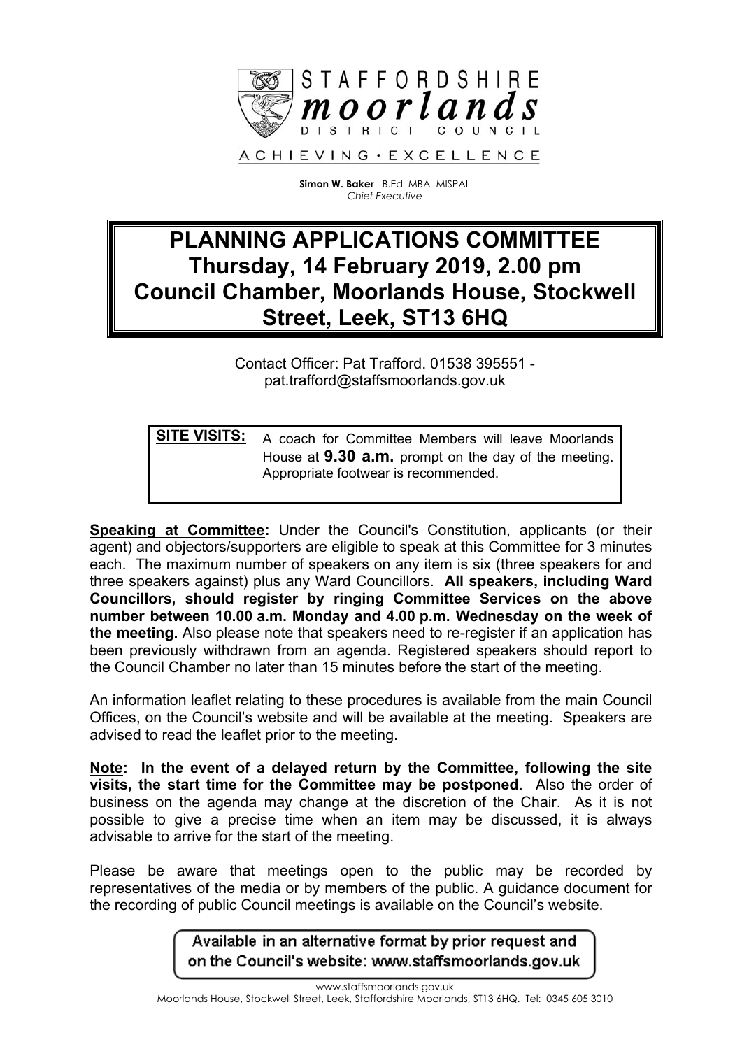STAFFORDSHIRE
*moorlands*
DISTRICT COUNCIL

ACHIEVING · EXCELLENCE

**Simon W. Baker** B.Ed MBA MISPAL
*Chief Executive*

# PLANNING APPLICATIONS COMMITTEE
# Thursday, 14 February 2019, 2.00 pm
# Council Chamber, Moorlands House, Stockwell Street, Leek, ST13 6HQ

Contact Officer: Pat Trafford. 01538 395551 - pat.trafford@staffsmoorlands.gov.uk

---

**SITE VISITS:** A coach for Committee Members will leave Moorlands House at **9.30 a.m.** prompt on the day of the meeting. Appropriate footwear is recommended.

**Speaking at Committee:** Under the Council's Constitution, applicants (or their agent) and objectors/supporters are eligible to speak at this Committee for 3 minutes each. The maximum number of speakers on any item is six (three speakers for and three speakers against) plus any Ward Councillors. **All speakers, including Ward Councillors, should register by ringing Committee Services on the above number between 10.00 a.m. Monday and 4.00 p.m. Wednesday on the week of the meeting.** Also please note that speakers need to re-register if an application has been previously withdrawn from an agenda. Registered speakers should report to the Council Chamber no later than 15 minutes before the start of the meeting.

An information leaflet relating to these procedures is available from the main Council Offices, on the Council's website and will be available at the meeting. Speakers are advised to read the leaflet prior to the meeting.

**Note: In the event of a delayed return by the Committee, following the site visits, the start time for the Committee may be postponed**. Also the order of business on the agenda may change at the discretion of the Chair. As it is not possible to give a precise time when an item may be discussed, it is always advisable to arrive for the start of the meeting.

Please be aware that meetings open to the public may be recorded by representatives of the media or by members of the public. A guidance document for the recording of public Council meetings is available on the Council's website.

Available in an alternative format by prior request and on the Council's website: www.staffsmoorlands.gov.uk

www.staffsmoorlands.gov.uk
Moorlands House, Stockwell Street, Leek, Staffordshire Moorlands, ST13 6HQ. Tel: 0345 605 3010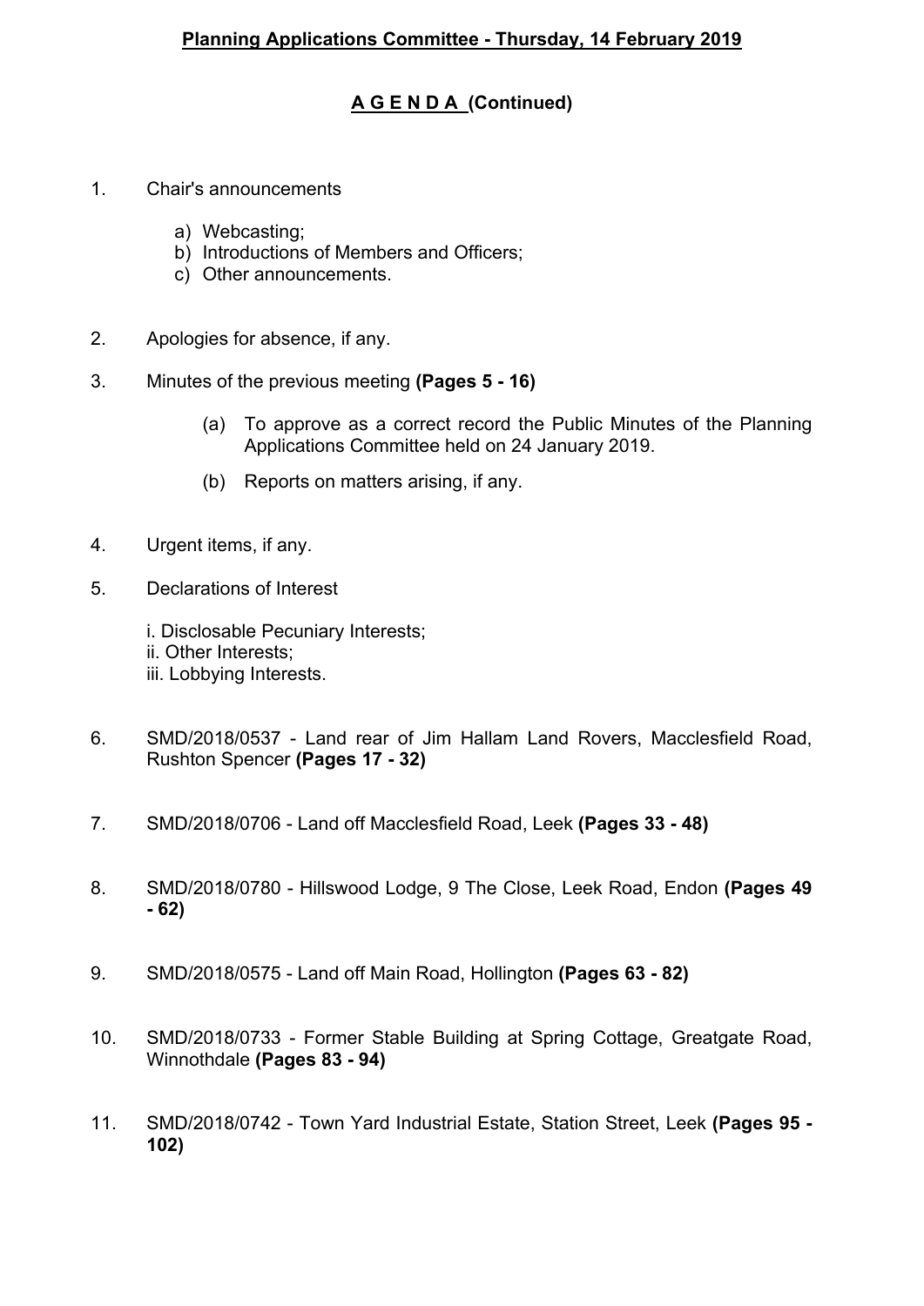## Planning Applications Committee - Thursday, 14 February 2019

### A G E N D A (Continued)

1. Chair's announcements

   a) Webcasting;
   b) Introductions of Members and Officers;
   c) Other announcements.

2. Apologies for absence, if any.

3. Minutes of the previous meeting **(Pages 5 - 16)**

   (a) To approve as a correct record the Public Minutes of the Planning Applications Committee held on 24 January 2019.

   (b) Reports on matters arising, if any.

4. Urgent items, if any.

5. Declarations of Interest

   i. Disclosable Pecuniary Interests;
   ii. Other Interests;
   iii. Lobbying Interests.

6. SMD/2018/0537 - Land rear of Jim Hallam Land Rovers, Macclesfield Road, Rushton Spencer **(Pages 17 - 32)**

7. SMD/2018/0706 - Land off Macclesfield Road, Leek **(Pages 33 - 48)**

8. SMD/2018/0780 - Hillswood Lodge, 9 The Close, Leek Road, Endon **(Pages 49 - 62)**

9. SMD/2018/0575 - Land off Main Road, Hollington **(Pages 63 - 82)**

10. SMD/2018/0733 - Former Stable Building at Spring Cottage, Greatgate Road, Winnothdale **(Pages 83 - 94)**

11. SMD/2018/0742 - Town Yard Industrial Estate, Station Street, Leek **(Pages 95 - 102)**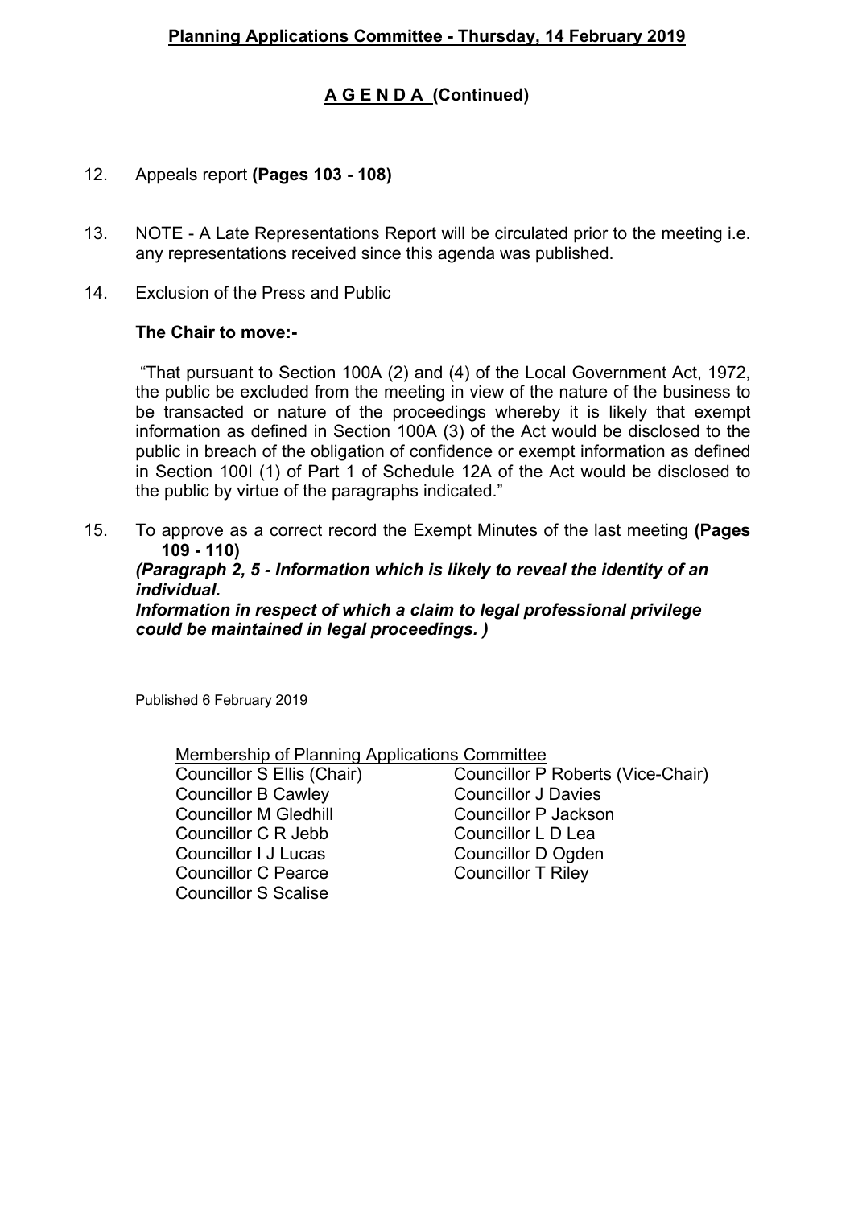**Planning Applications Committee - Thursday, 14 February 2019**

**A G E N D A (Continued)**

12. Appeals report **(Pages 103 - 108)**

13. NOTE - A Late Representations Report will be circulated prior to the meeting i.e. any representations received since this agenda was published.

14. Exclusion of the Press and Public

    **The Chair to move:-**

    "That pursuant to Section 100A (2) and (4) of the Local Government Act, 1972, the public be excluded from the meeting in view of the nature of the business to be transacted or nature of the proceedings whereby it is likely that exempt information as defined in Section 100A (3) of the Act would be disclosed to the public in breach of the obligation of confidence or exempt information as defined in Section 100I (1) of Part 1 of Schedule 12A of the Act would be disclosed to the public by virtue of the paragraphs indicated."

15. To approve as a correct record the Exempt Minutes of the last meeting **(Pages 109 - 110)**
    ***(Paragraph 2, 5 - Information which is likely to reveal the identity of an individual.***
    ***Information in respect of which a claim to legal professional privilege could be maintained in legal proceedings. )***

Published 6 February 2019

Membership of Planning Applications Committee

| | |
|---|---|
| Councillor S Ellis (Chair) | Councillor P Roberts (Vice-Chair) |
| Councillor B Cawley | Councillor J Davies |
| Councillor M Gledhill | Councillor P Jackson |
| Councillor C R Jebb | Councillor L D Lea |
| Councillor I J Lucas | Councillor D Ogden |
| Councillor C Pearce | Councillor T Riley |
| Councillor S Scalise | |